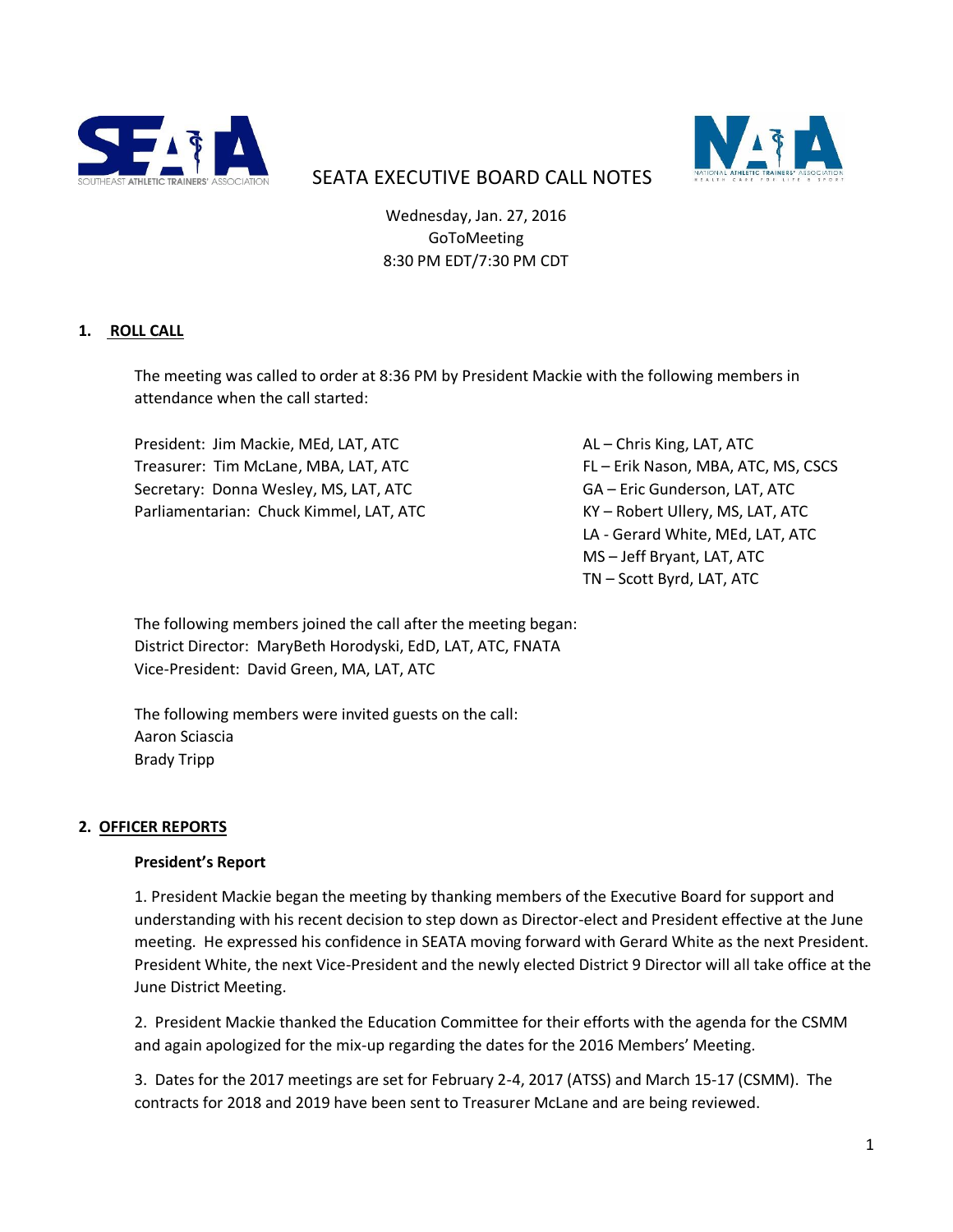# SEATA EXECUTIVE BOARD CALL NOTES

Wednesday, Jan. 27, 2016
GoToMeeting
8:30 PM EDT/7:30 PM CDT

## 1. ROLL CALL

The meeting was called to order at 8:36 PM by President Mackie with the following members in attendance when the call started:

President: Jim Mackie, MEd, LAT, ATC
Treasurer: Tim McLane, MBA, LAT, ATC
Secretary: Donna Wesley, MS, LAT, ATC
Parliamentarian: Chuck Kimmel, LAT, ATC

AL – Chris King, LAT, ATC
FL – Erik Nason, MBA, ATC, MS, CSCS
GA – Eric Gunderson, LAT, ATC
KY – Robert Ullery, MS, LAT, ATC
LA - Gerard White, MEd, LAT, ATC
MS – Jeff Bryant, LAT, ATC
TN – Scott Byrd, LAT, ATC

The following members joined the call after the meeting began:
District Director: MaryBeth Horodyski, EdD, LAT, ATC, FNATA
Vice-President: David Green, MA, LAT, ATC

The following members were invited guests on the call:
Aaron Sciascia
Brady Tripp

## 2. OFFICER REPORTS

### President's Report

1. President Mackie began the meeting by thanking members of the Executive Board for support and understanding with his recent decision to step down as Director-elect and President effective at the June meeting. He expressed his confidence in SEATA moving forward with Gerard White as the next President. President White, the next Vice-President and the newly elected District 9 Director will all take office at the June District Meeting.

2. President Mackie thanked the Education Committee for their efforts with the agenda for the CSMM and again apologized for the mix-up regarding the dates for the 2016 Members' Meeting.

3. Dates for the 2017 meetings are set for February 2-4, 2017 (ATSS) and March 15-17 (CSMM). The contracts for 2018 and 2019 have been sent to Treasurer McLane and are being reviewed.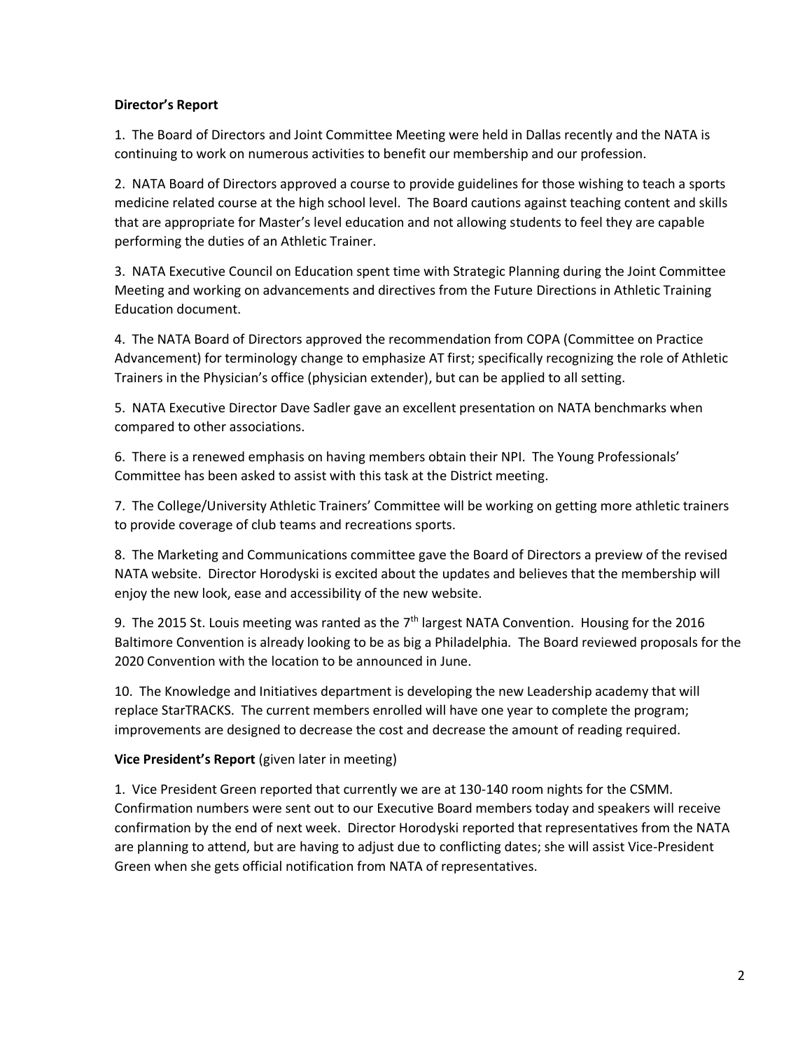**Director's Report**

1. The Board of Directors and Joint Committee Meeting were held in Dallas recently and the NATA is continuing to work on numerous activities to benefit our membership and our profession.

2. NATA Board of Directors approved a course to provide guidelines for those wishing to teach a sports medicine related course at the high school level. The Board cautions against teaching content and skills that are appropriate for Master's level education and not allowing students to feel they are capable performing the duties of an Athletic Trainer.

3. NATA Executive Council on Education spent time with Strategic Planning during the Joint Committee Meeting and working on advancements and directives from the Future Directions in Athletic Training Education document.

4. The NATA Board of Directors approved the recommendation from COPA (Committee on Practice Advancement) for terminology change to emphasize AT first; specifically recognizing the role of Athletic Trainers in the Physician's office (physician extender), but can be applied to all setting.

5. NATA Executive Director Dave Sadler gave an excellent presentation on NATA benchmarks when compared to other associations.

6. There is a renewed emphasis on having members obtain their NPI. The Young Professionals' Committee has been asked to assist with this task at the District meeting.

7. The College/University Athletic Trainers' Committee will be working on getting more athletic trainers to provide coverage of club teams and recreations sports.

8. The Marketing and Communications committee gave the Board of Directors a preview of the revised NATA website. Director Horodyski is excited about the updates and believes that the membership will enjoy the new look, ease and accessibility of the new website.

9. The 2015 St. Louis meeting was ranted as the 7th largest NATA Convention. Housing for the 2016 Baltimore Convention is already looking to be as big a Philadelphia. The Board reviewed proposals for the 2020 Convention with the location to be announced in June.

10. The Knowledge and Initiatives department is developing the new Leadership academy that will replace StarTRACKS. The current members enrolled will have one year to complete the program; improvements are designed to decrease the cost and decrease the amount of reading required.

**Vice President's Report** (given later in meeting)

1. Vice President Green reported that currently we are at 130-140 room nights for the CSMM. Confirmation numbers were sent out to our Executive Board members today and speakers will receive confirmation by the end of next week. Director Horodyski reported that representatives from the NATA are planning to attend, but are having to adjust due to conflicting dates; she will assist Vice-President Green when she gets official notification from NATA of representatives.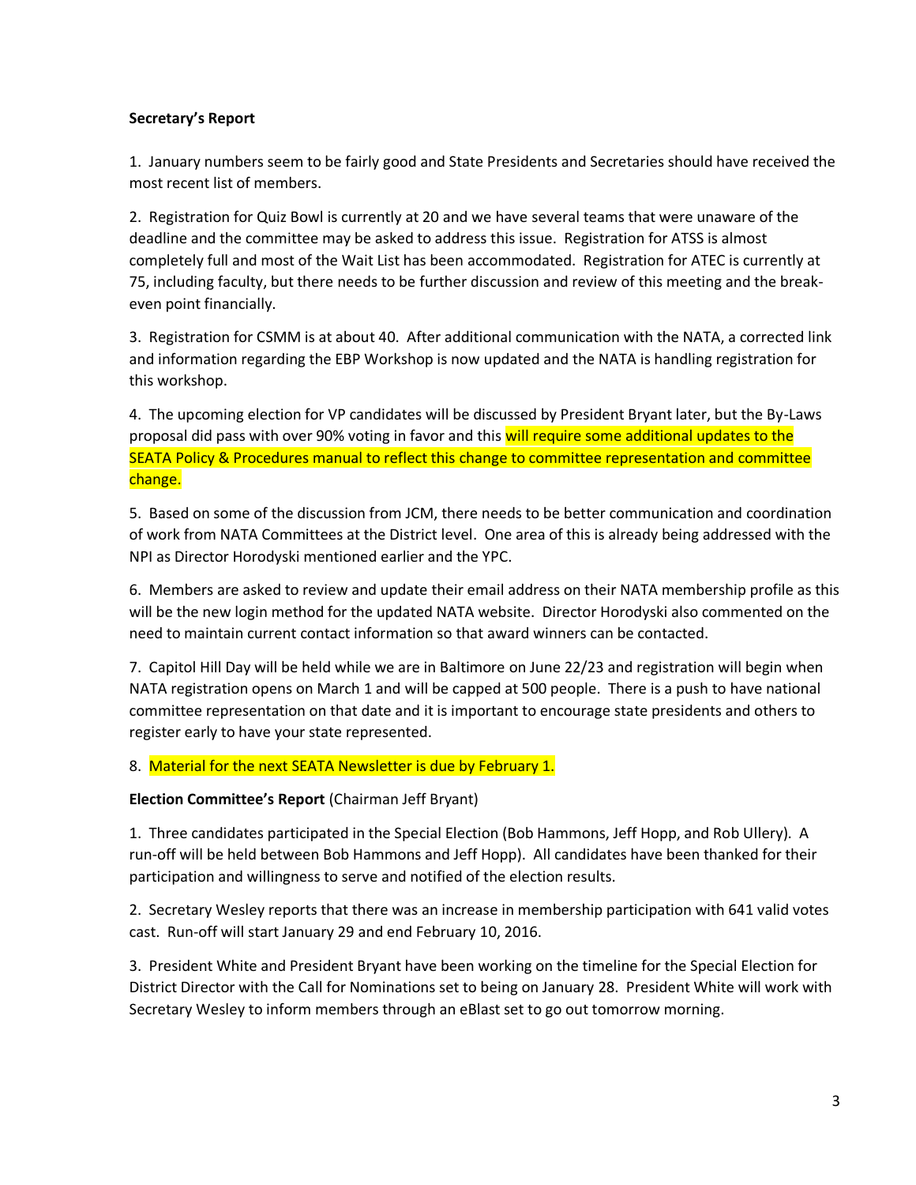**Secretary's Report**

1. January numbers seem to be fairly good and State Presidents and Secretaries should have received the most recent list of members.

2. Registration for Quiz Bowl is currently at 20 and we have several teams that were unaware of the deadline and the committee may be asked to address this issue. Registration for ATSS is almost completely full and most of the Wait List has been accommodated. Registration for ATEC is currently at 75, including faculty, but there needs to be further discussion and review of this meeting and the break-even point financially.

3. Registration for CSMM is at about 40. After additional communication with the NATA, a corrected link and information regarding the EBP Workshop is now updated and the NATA is handling registration for this workshop.

4. The upcoming election for VP candidates will be discussed by President Bryant later, but the By-Laws proposal did pass with over 90% voting in favor and this will require some additional updates to the SEATA Policy & Procedures manual to reflect this change to committee representation and committee change.

5. Based on some of the discussion from JCM, there needs to be better communication and coordination of work from NATA Committees at the District level. One area of this is already being addressed with the NPI as Director Horodyski mentioned earlier and the YPC.

6. Members are asked to review and update their email address on their NATA membership profile as this will be the new login method for the updated NATA website. Director Horodyski also commented on the need to maintain current contact information so that award winners can be contacted.

7. Capitol Hill Day will be held while we are in Baltimore on June 22/23 and registration will begin when NATA registration opens on March 1 and will be capped at 500 people. There is a push to have national committee representation on that date and it is important to encourage state presidents and others to register early to have your state represented.

8. Material for the next SEATA Newsletter is due by February 1.

**Election Committee's Report** (Chairman Jeff Bryant)

1. Three candidates participated in the Special Election (Bob Hammons, Jeff Hopp, and Rob Ullery). A run-off will be held between Bob Hammons and Jeff Hopp). All candidates have been thanked for their participation and willingness to serve and notified of the election results.

2. Secretary Wesley reports that there was an increase in membership participation with 641 valid votes cast. Run-off will start January 29 and end February 10, 2016.

3. President White and President Bryant have been working on the timeline for the Special Election for District Director with the Call for Nominations set to being on January 28. President White will work with Secretary Wesley to inform members through an eBlast set to go out tomorrow morning.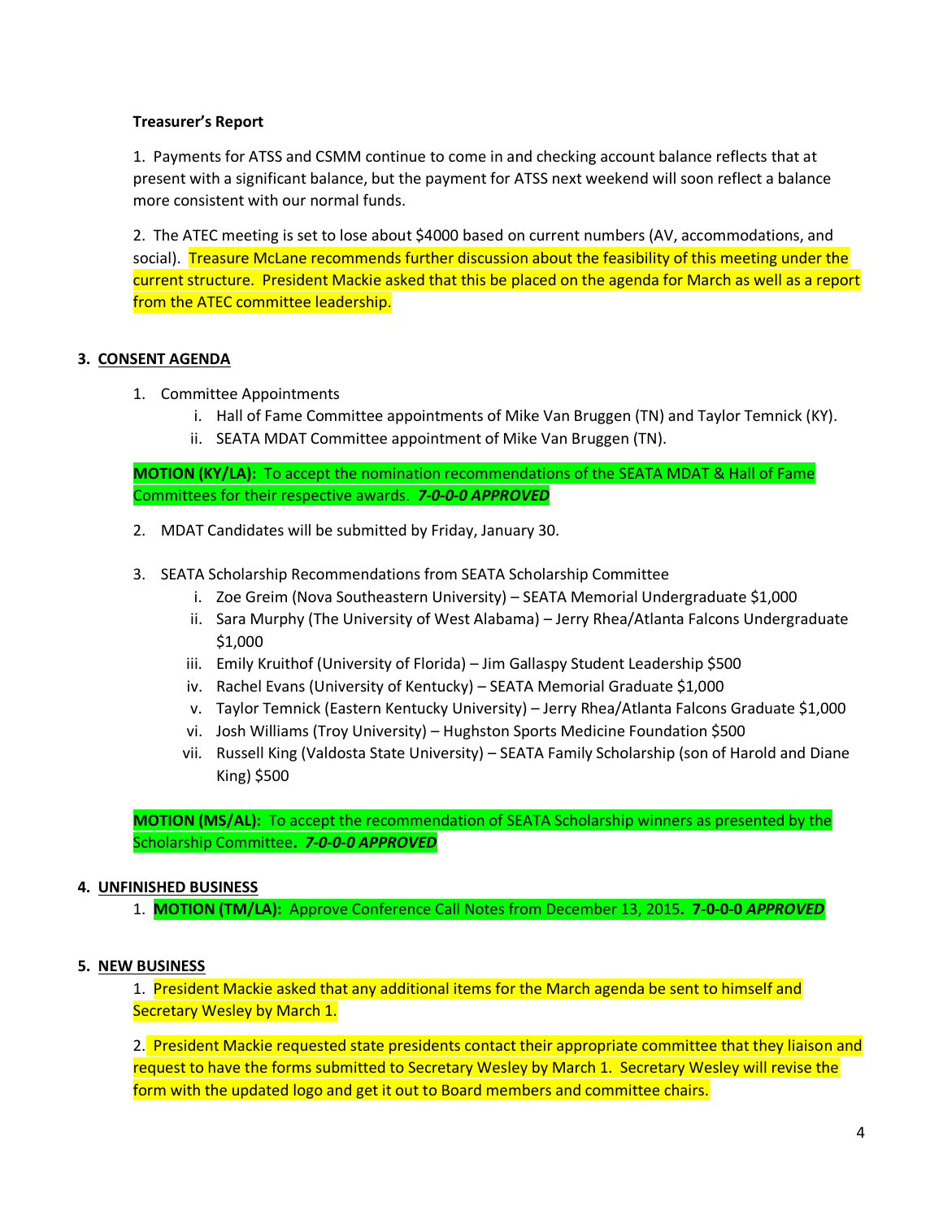**Treasurer's Report**

1. Payments for ATSS and CSMM continue to come in and checking account balance reflects that at present with a significant balance, but the payment for ATSS next weekend will soon reflect a balance more consistent with our normal funds.

2. The ATEC meeting is set to lose about $4000 based on current numbers (AV, accommodations, and social). Treasure McLane recommends further discussion about the feasibility of this meeting under the current structure. President Mackie asked that this be placed on the agenda for March as well as a report from the ATEC committee leadership.

## 3. CONSENT AGENDA

1. Committee Appointments
   i. Hall of Fame Committee appointments of Mike Van Bruggen (TN) and Taylor Temnick (KY).
   ii. SEATA MDAT Committee appointment of Mike Van Bruggen (TN).

**MOTION (KY/LA):** To accept the nomination recommendations of the SEATA MDAT & Hall of Fame Committees for their respective awards. ***7-0-0-0 APPROVED***

2. MDAT Candidates will be submitted by Friday, January 30.

3. SEATA Scholarship Recommendations from SEATA Scholarship Committee
   i. Zoe Greim (Nova Southeastern University) – SEATA Memorial Undergraduate $1,000
   ii. Sara Murphy (The University of West Alabama) – Jerry Rhea/Atlanta Falcons Undergraduate $1,000
   iii. Emily Kruithof (University of Florida) – Jim Gallaspy Student Leadership $500
   iv. Rachel Evans (University of Kentucky) – SEATA Memorial Graduate $1,000
   v. Taylor Temnick (Eastern Kentucky University) – Jerry Rhea/Atlanta Falcons Graduate $1,000
   vi. Josh Williams (Troy University) – Hughston Sports Medicine Foundation $500
   vii. Russell King (Valdosta State University) – SEATA Family Scholarship (son of Harold and Diane King) $500

**MOTION (MS/AL):** To accept the recommendation of SEATA Scholarship winners as presented by the Scholarship Committee**.** ***7-0-0-0 APPROVED***

## 4. UNFINISHED BUSINESS

1. **MOTION (TM/LA):** Approve Conference Call Notes from December 13, 2015**. 7-0-0-0** ***APPROVED***

## 5. NEW BUSINESS

1. President Mackie asked that any additional items for the March agenda be sent to himself and Secretary Wesley by March 1.

2. President Mackie requested state presidents contact their appropriate committee that they liaison and request to have the forms submitted to Secretary Wesley by March 1. Secretary Wesley will revise the form with the updated logo and get it out to Board members and committee chairs.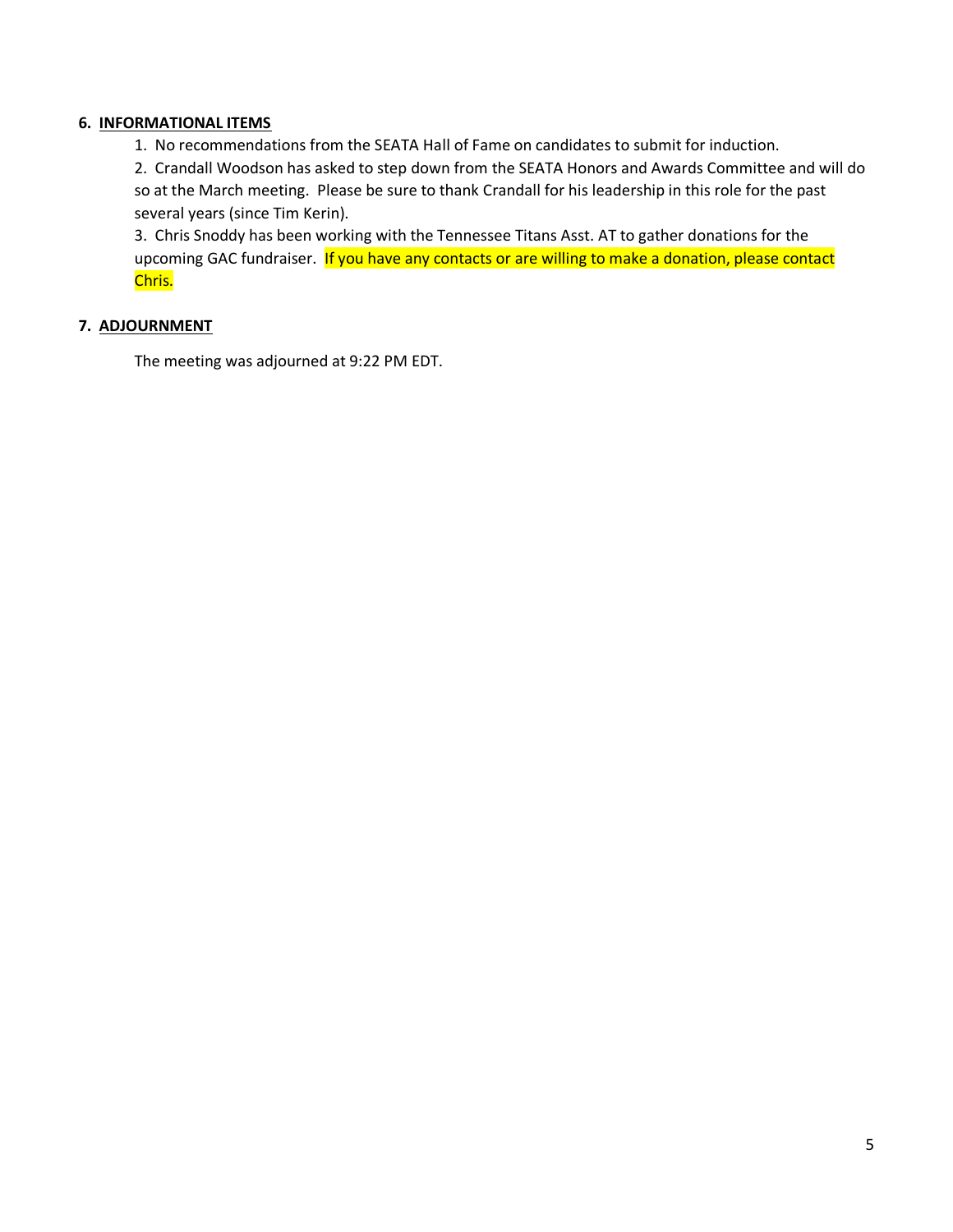## 6. INFORMATIONAL ITEMS

1. No recommendations from the SEATA Hall of Fame on candidates to submit for induction.
2. Crandall Woodson has asked to step down from the SEATA Honors and Awards Committee and will do so at the March meeting. Please be sure to thank Crandall for his leadership in this role for the past several years (since Tim Kerin).
3. Chris Snoddy has been working with the Tennessee Titans Asst. AT to gather donations for the upcoming GAC fundraiser. If you have any contacts or are willing to make a donation, please contact Chris.

## 7. ADJOURNMENT

The meeting was adjourned at 9:22 PM EDT.